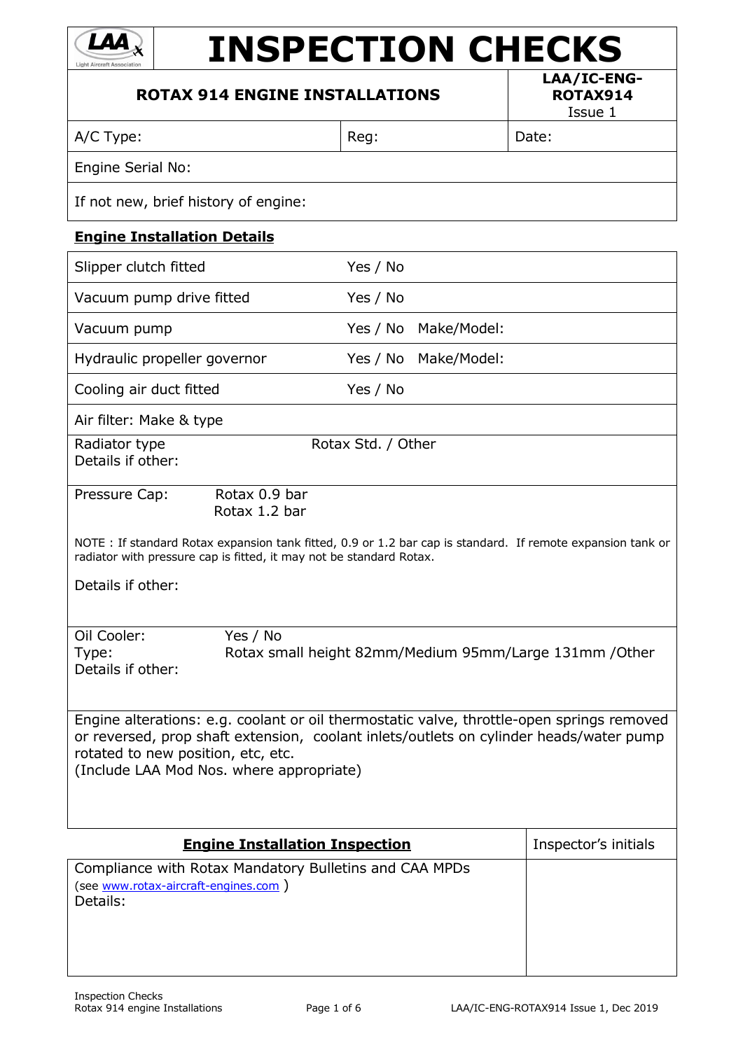# INSPECTION CHECKS

| ROTAX 914 ENGINE INSTALLATIONS | | LAA/IC-ENG-ROTAX914 Issue 1 |
|---|---|---|
| A/C Type: | Reg: | Date: |
| Engine Serial No: | | |
| If not new, brief history of engine: | | |

## Engine Installation Details

| | | |
|---|---|---|
| Slipper clutch fitted | Yes / No | |
| Vacuum pump drive fitted | Yes / No | |
| Vacuum pump | Yes / No | Make/Model: |
| Hydraulic propeller governor | Yes / No | Make/Model: |
| Cooling air duct fitted | Yes / No | |
| Air filter: Make & type | | |
| Radiator type<br>Details if other: | Rotax Std. / Other | |

Pressure Cap: Rotax 0.9 bar
Rotax 1.2 bar

NOTE : If standard Rotax expansion tank fitted, 0.9 or 1.2 bar cap is standard. If remote expansion tank or radiator with pressure cap is fitted, it may not be standard Rotax.

Details if other:

Oil Cooler: Yes / No
Type: Rotax small height 82mm/Medium 95mm/Large 131mm /Other
Details if other:

Engine alterations: e.g. coolant or oil thermostatic valve, throttle-open springs removed or reversed, prop shaft extension, coolant inlets/outlets on cylinder heads/water pump rotated to new position, etc, etc.
(Include LAA Mod Nos. where appropriate)

| Engine Installation Inspection | Inspector's initials |
|---|---|
| Compliance with Rotax Mandatory Bulletins and CAA MPDs<br>(see www.rotax-aircraft-engines.com )<br>Details: | |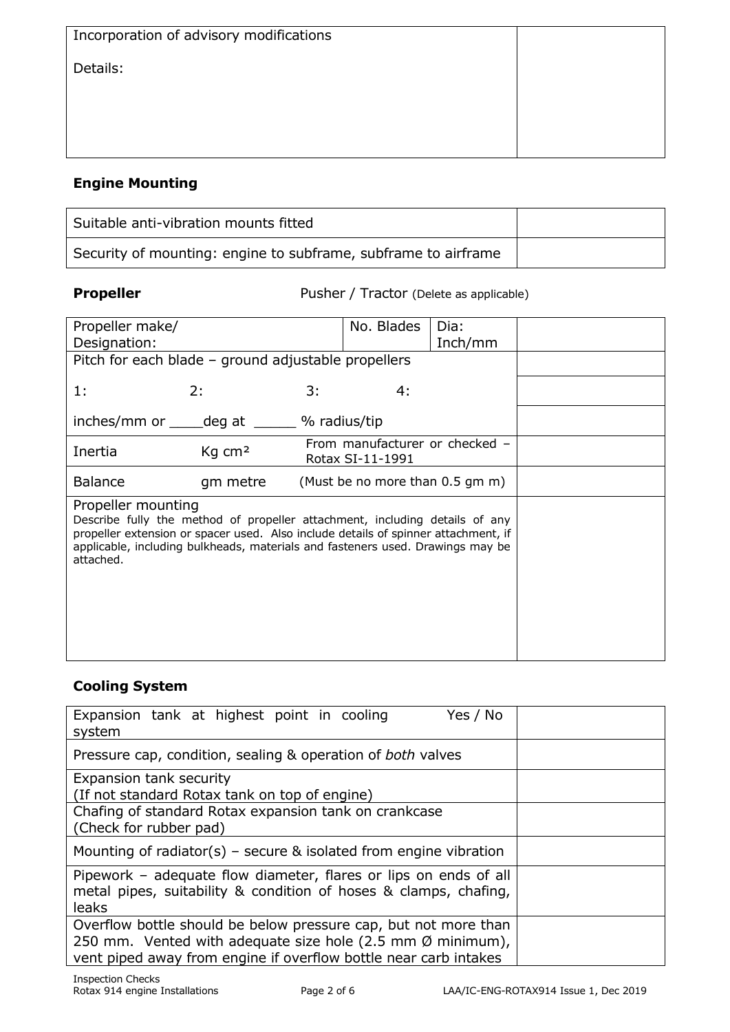| Incorporation of advisory modifications<br><br>Details: | |
|---|---|

## Engine Mounting

| Suitable anti-vibration mounts fitted | |
|---|---|
| Security of mounting: engine to subframe, subframe to airframe | |

**Propeller** Pusher / Tractor (Delete as applicable)

| Propeller make/ Designation: | | | No. Blades | Dia: Inch/mm | |
|---|---|---|---|---|---|
| Pitch for each blade – ground adjustable propellers | | | | | |
| 1: | 2: | 3: | 4: | | |
| inches/mm or ____deg at _____ % radius/tip | | | | | |
| Inertia | Kg cm² | From manufacturer or checked – Rotax SI-11-1991 | | | |
| Balance | gm metre | (Must be no more than 0.5 gm m) | | | |
| Propeller mounting<br>Describe fully the method of propeller attachment, including details of any propeller extension or spacer used. Also include details of spinner attachment, if applicable, including bulkheads, materials and fasteners used. Drawings may be attached. | | | | | |

## Cooling System

| Expansion tank at highest point in cooling system Yes / No | |
|---|---|
| Pressure cap, condition, sealing & operation of *both* valves | |
| Expansion tank security (If not standard Rotax tank on top of engine) | |
| Chafing of standard Rotax expansion tank on crankcase (Check for rubber pad) | |
| Mounting of radiator(s) – secure & isolated from engine vibration | |
| Pipework – adequate flow diameter, flares or lips on ends of all metal pipes, suitability & condition of hoses & clamps, chafing, leaks | |
| Overflow bottle should be below pressure cap, but not more than 250 mm. Vented with adequate size hole (2.5 mm Ø minimum), vent piped away from engine if overflow bottle near carb intakes | |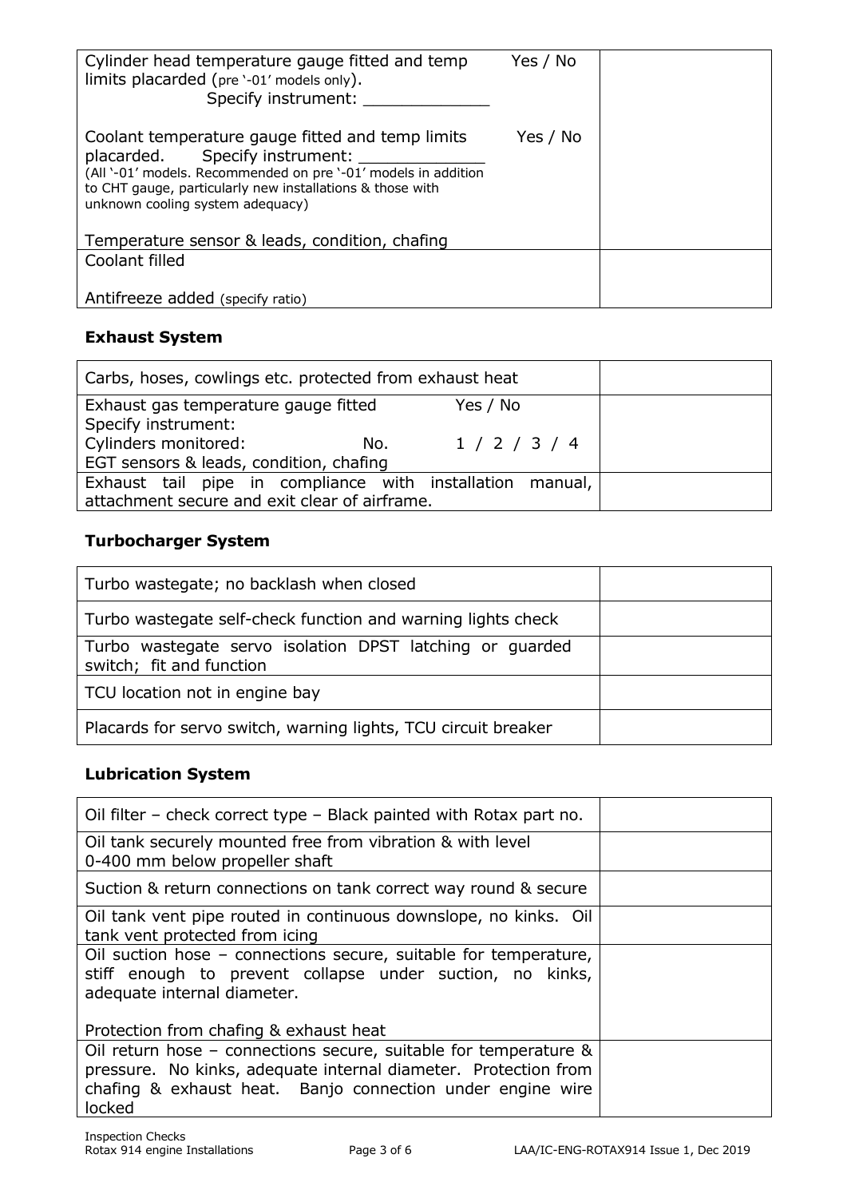| | |
|---|---|
| Cylinder head temperature gauge fitted and temp limits placarded (pre '-01' models only). Yes / No<br>Specify instrument: _____________<br><br>Coolant temperature gauge fitted and temp limits placarded. Specify instrument: _____________ Yes / No<br>(All '-01' models. Recommended on pre '-01' models in addition to CHT gauge, particularly new installations & those with unknown cooling system adequacy)<br><br>Temperature sensor & leads, condition, chafing | |
| Coolant filled<br><br>Antifreeze added (specify ratio) | |

### Exhaust System

| | |
|---|---|
| Carbs, hoses, cowlings etc. protected from exhaust heat | |
| Exhaust gas temperature gauge fitted Yes / No<br>Specify instrument:<br>Cylinders monitored: No. 1 / 2 / 3 / 4<br>EGT sensors & leads, condition, chafing | |
| Exhaust tail pipe in compliance with installation manual, attachment secure and exit clear of airframe. | |

### Turbocharger System

| | |
|---|---|
| Turbo wastegate; no backlash when closed | |
| Turbo wastegate self-check function and warning lights check | |
| Turbo wastegate servo isolation DPST latching or guarded switch; fit and function | |
| TCU location not in engine bay | |
| Placards for servo switch, warning lights, TCU circuit breaker | |

### Lubrication System

| | |
|---|---|
| Oil filter – check correct type – Black painted with Rotax part no. | |
| Oil tank securely mounted free from vibration & with level 0-400 mm below propeller shaft | |
| Suction & return connections on tank correct way round & secure | |
| Oil tank vent pipe routed in continuous downslope, no kinks. Oil tank vent protected from icing | |
| Oil suction hose – connections secure, suitable for temperature, stiff enough to prevent collapse under suction, no kinks, adequate internal diameter.<br><br>Protection from chafing & exhaust heat | |
| Oil return hose – connections secure, suitable for temperature & pressure. No kinks, adequate internal diameter. Protection from chafing & exhaust heat. Banjo connection under engine wire locked | |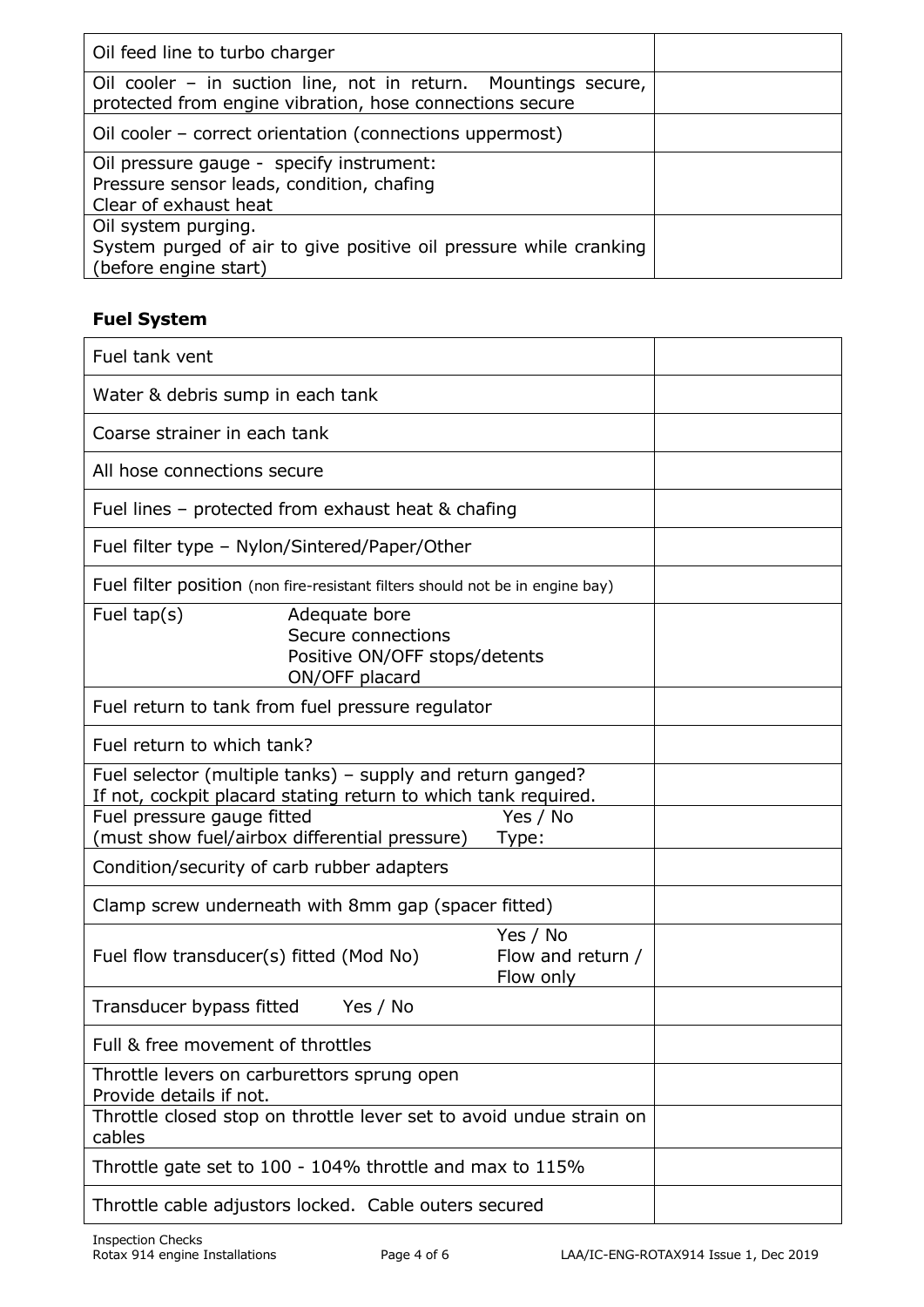| | |
|---|---|
| Oil feed line to turbo charger | |
| Oil cooler – in suction line, not in return. Mountings secure, protected from engine vibration, hose connections secure | |
| Oil cooler – correct orientation (connections uppermost) | |
| Oil pressure gauge - specify instrument:<br>Pressure sensor leads, condition, chafing<br>Clear of exhaust heat | |
| Oil system purging.<br>System purged of air to give positive oil pressure while cranking (before engine start) | |

### Fuel System

| | |
|---|---|
| Fuel tank vent | |
| Water & debris sump in each tank | |
| Coarse strainer in each tank | |
| All hose connections secure | |
| Fuel lines – protected from exhaust heat & chafing | |
| Fuel filter type – Nylon/Sintered/Paper/Other | |
| Fuel filter position (non fire-resistant filters should not be in engine bay) | |
| Fuel tap(s) Adequate bore<br>Secure connections<br>Positive ON/OFF stops/detents<br>ON/OFF placard | |
| Fuel return to tank from fuel pressure regulator | |
| Fuel return to which tank? | |
| Fuel selector (multiple tanks) – supply and return ganged?<br>If not, cockpit placard stating return to which tank required. | |
| Fuel pressure gauge fitted Yes / No<br>(must show fuel/airbox differential pressure) Type: | |
| Condition/security of carb rubber adapters | |
| Clamp screw underneath with 8mm gap (spacer fitted) | |
| Fuel flow transducer(s) fitted (Mod No) Yes / No<br>Flow and return / Flow only | |
| Transducer bypass fitted Yes / No | |
| Full & free movement of throttles | |
| Throttle levers on carburettors sprung open<br>Provide details if not. | |
| Throttle closed stop on throttle lever set to avoid undue strain on cables | |
| Throttle gate set to 100 - 104% throttle and max to 115% | |
| Throttle cable adjustors locked. Cable outers secured | |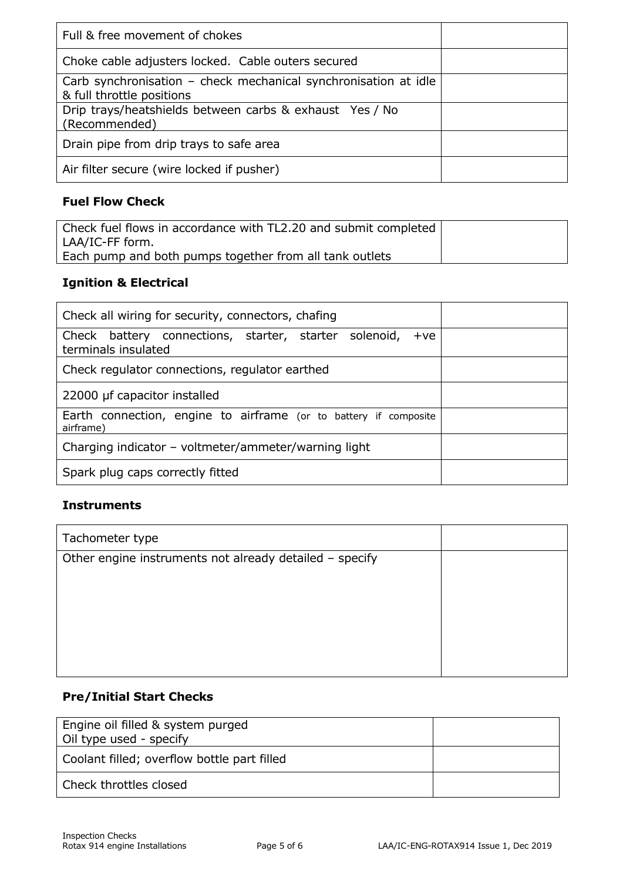| | |
|---|---|
| Full & free movement of chokes | |
| Choke cable adjusters locked. Cable outers secured | |
| Carb synchronisation – check mechanical synchronisation at idle & full throttle positions | |
| Drip trays/heatshields between carbs & exhaust Yes / No (Recommended) | |
| Drain pipe from drip trays to safe area | |
| Air filter secure (wire locked if pusher) | |

### Fuel Flow Check

| | |
|---|---|
| Check fuel flows in accordance with TL2.20 and submit completed LAA/IC-FF form.<br>Each pump and both pumps together from all tank outlets | |

### Ignition & Electrical

| | |
|---|---|
| Check all wiring for security, connectors, chafing | |
| Check battery connections, starter, starter solenoid, +ve terminals insulated | |
| Check regulator connections, regulator earthed | |
| 22000 μf capacitor installed | |
| Earth connection, engine to airframe (or to battery if composite airframe) | |
| Charging indicator – voltmeter/ammeter/warning light | |
| Spark plug caps correctly fitted | |

### Instruments

| | |
|---|---|
| Tachometer type | |
| Other engine instruments not already detailed – specify | |

### Pre/Initial Start Checks

| | |
|---|---|
| Engine oil filled & system purged<br>Oil type used - specify | |
| Coolant filled; overflow bottle part filled | |
| Check throttles closed | |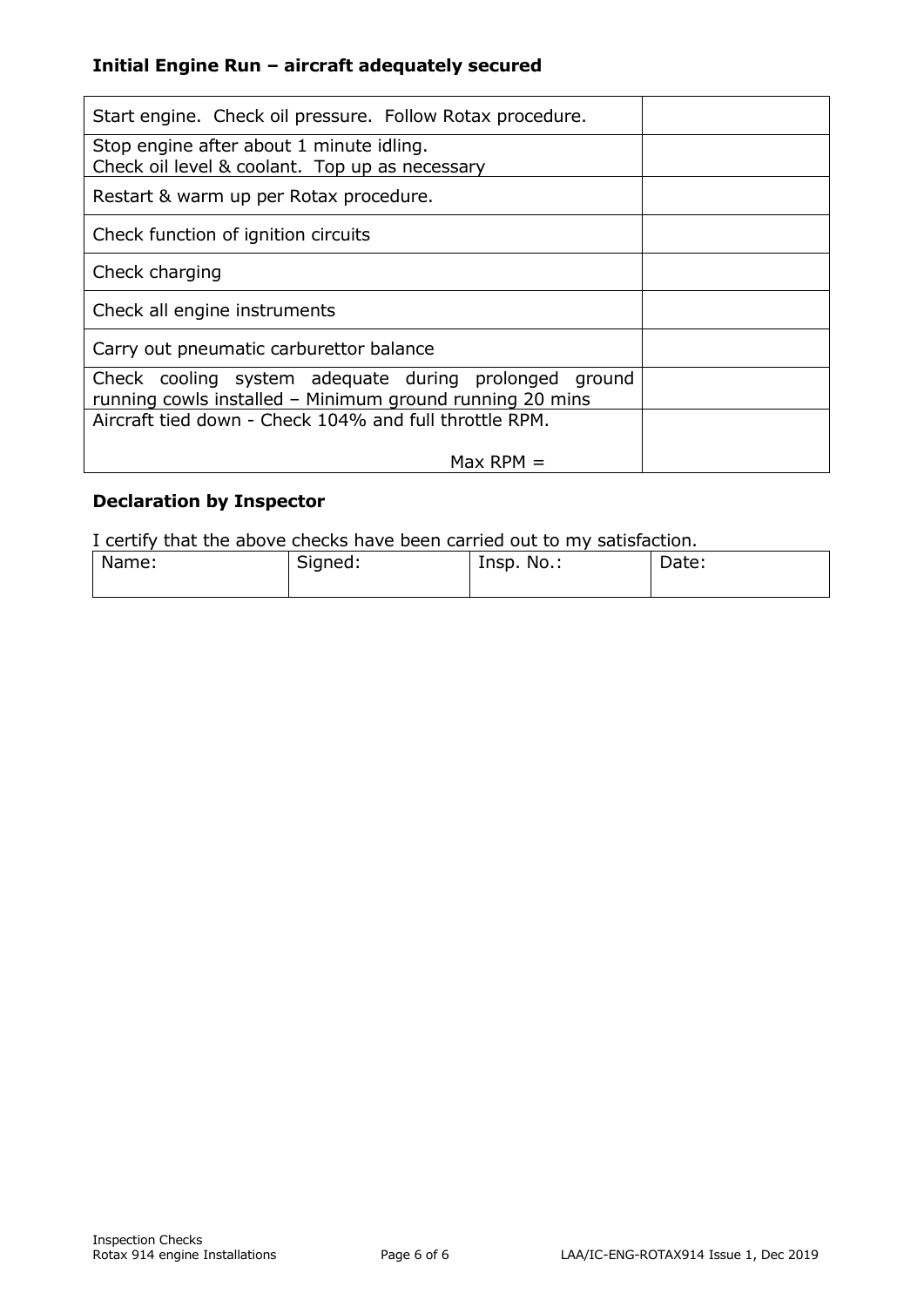## Initial Engine Run – aircraft adequately secured

| | |
|---|---|
| Start engine. Check oil pressure. Follow Rotax procedure. | |
| Stop engine after about 1 minute idling.<br>Check oil level & coolant. Top up as necessary | |
| Restart & warm up per Rotax procedure. | |
| Check function of ignition circuits | |
| Check charging | |
| Check all engine instruments | |
| Carry out pneumatic carburettor balance | |
| Check cooling system adequate during prolonged ground running cowls installed – Minimum ground running 20 mins | |
| Aircraft tied down - Check 104% and full throttle RPM.<br><br>Max RPM = | |

## Declaration by Inspector

I certify that the above checks have been carried out to my satisfaction.

| Name: | Signed: | Insp. No.: | Date: |
|---|---|---|---|
| | | | |